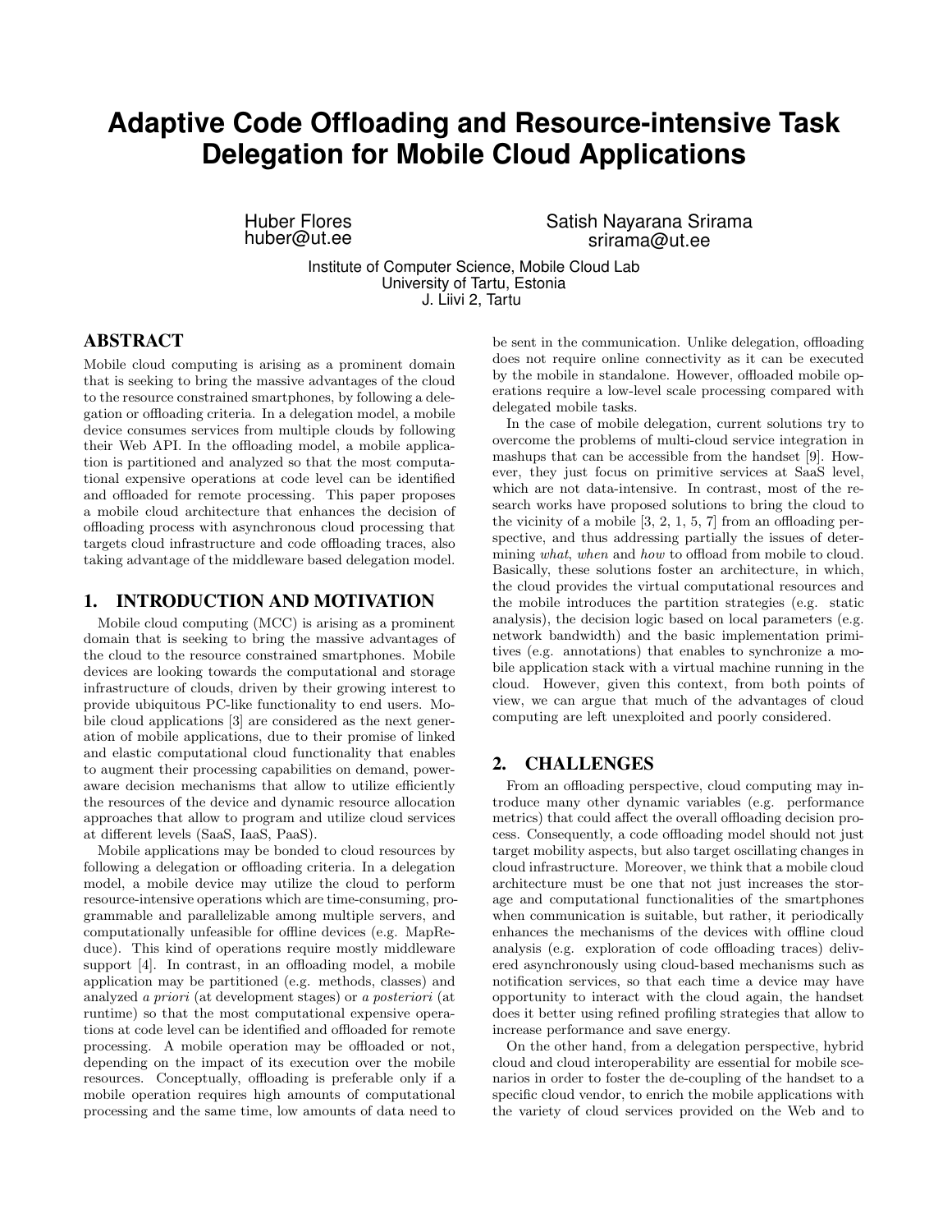# Adaptive Code Offloading and Resource-intensive Task Delegation for Mobile Cloud Applications

Huber Flores
huber@ut.ee

Satish Nayarana Srirama
srirama@ut.ee

Institute of Computer Science, Mobile Cloud Lab
University of Tartu, Estonia
J. Liivi 2, Tartu

## ABSTRACT

Mobile cloud computing is arising as a prominent domain that is seeking to bring the massive advantages of the cloud to the resource constrained smartphones, by following a delegation or offloading criteria. In a delegation model, a mobile device consumes services from multiple clouds by following their Web API. In the offloading model, a mobile application is partitioned and analyzed so that the most computational expensive operations at code level can be identified and offloaded for remote processing. This paper proposes a mobile cloud architecture that enhances the decision of offloading process with asynchronous cloud processing that targets cloud infrastructure and code offloading traces, also taking advantage of the middleware based delegation model.

## 1. INTRODUCTION AND MOTIVATION

Mobile cloud computing (MCC) is arising as a prominent domain that is seeking to bring the massive advantages of the cloud to the resource constrained smartphones. Mobile devices are looking towards the computational and storage infrastructure of clouds, driven by their growing interest to provide ubiquitous PC-like functionality to end users. Mobile cloud applications [3] are considered as the next generation of mobile applications, due to their promise of linked and elastic computational cloud functionality that enables to augment their processing capabilities on demand, power-aware decision mechanisms that allow to utilize efficiently the resources of the device and dynamic resource allocation approaches that allow to program and utilize cloud services at different levels (SaaS, IaaS, PaaS).

Mobile applications may be bonded to cloud resources by following a delegation or offloading criteria. In a delegation model, a mobile device may utilize the cloud to perform resource-intensive operations which are time-consuming, programmable and parallelizable among multiple servers, and computationally unfeasible for offline devices (e.g. MapReduce). This kind of operations require mostly middleware support [4]. In contrast, in an offloading model, a mobile application may be partitioned (e.g. methods, classes) and analyzed *a priori* (at development stages) or *a posteriori* (at runtime) so that the most computational expensive operations at code level can be identified and offloaded for remote processing. A mobile operation may be offloaded or not, depending on the impact of its execution over the mobile resources. Conceptually, offloading is preferable only if a mobile operation requires high amounts of computational processing and the same time, low amounts of data need to be sent in the communication. Unlike delegation, offloading does not require online connectivity as it can be executed by the mobile in standalone. However, offloaded mobile operations require a low-level scale processing compared with delegated mobile tasks.

In the case of mobile delegation, current solutions try to overcome the problems of multi-cloud service integration in mashups that can be accessible from the handset [9]. However, they just focus on primitive services at SaaS level, which are not data-intensive. In contrast, most of the research works have proposed solutions to bring the cloud to the vicinity of a mobile [3, 2, 1, 5, 7] from an offloading perspective, and thus addressing partially the issues of determining *what*, *when* and *how* to offload from mobile to cloud. Basically, these solutions foster an architecture, in which, the cloud provides the virtual computational resources and the mobile introduces the partition strategies (e.g. static analysis), the decision logic based on local parameters (e.g. network bandwidth) and the basic implementation primitives (e.g. annotations) that enables to synchronize a mobile application stack with a virtual machine running in the cloud. However, given this context, from both points of view, we can argue that much of the advantages of cloud computing are left unexploited and poorly considered.

## 2. CHALLENGES

From an offloading perspective, cloud computing may introduce many other dynamic variables (e.g. performance metrics) that could affect the overall offloading decision process. Consequently, a code offloading model should not just target mobility aspects, but also target oscillating changes in cloud infrastructure. Moreover, we think that a mobile cloud architecture must be one that not just increases the storage and computational functionalities of the smartphones when communication is suitable, but rather, it periodically enhances the mechanisms of the devices with offline cloud analysis (e.g. exploration of code offloading traces) delivered asynchronously using cloud-based mechanisms such as notification services, so that each time a device may have opportunity to interact with the cloud again, the handset does it better using refined profiling strategies that allow to increase performance and save energy.

On the other hand, from a delegation perspective, hybrid cloud and cloud interoperability are essential for mobile scenarios in order to foster the de-coupling of the handset to a specific cloud vendor, to enrich the mobile applications with the variety of cloud services provided on the Web and to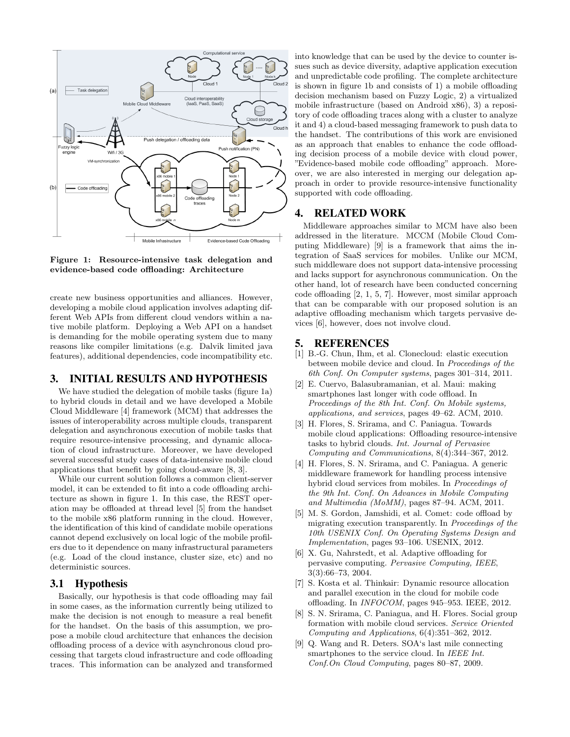Computational service

Node

Cloud 1

Node 1 ..... Node k

Cloud 2

(a) Task delegation

Mobile Cloud Middleware

Cloud interoperability (IaaS, PaaS, SaaS)

Cloud storage

Cloud h

Push delegation / offloading data

Push notification (PN)

Fuzzy logic engine

Wifi / 3G

VM-synchronization

x86 mobile 1

Node 1

(b) Code offloading

x86 mobile 2

Code offloading traces

Node 2

x86 mobile n

Node m

Mobile Infrastructure

Evidence-based Code Offloading

**Figure 1: Resource-intensive task delegation and evidence-based code offloading: Architecture**

create new business opportunities and alliances. However, developing a mobile cloud application involves adapting different Web APIs from different cloud vendors within a native mobile platform. Deploying a Web API on a handset is demanding for the mobile operating system due to many reasons like compiler limitations (e.g. Dalvik limited java features), additional dependencies, code incompatibility etc.

## 3. INITIAL RESULTS AND HYPOTHESIS

We have studied the delegation of mobile tasks (figure 1a) to hybrid clouds in detail and we have developed a Mobile Cloud Middleware [4] framework (MCM) that addresses the issues of interoperability across multiple clouds, transparent delegation and asynchronous execution of mobile tasks that require resource-intensive processing, and dynamic allocation of cloud infrastructure. Moreover, we have developed several successful study cases of data-intensive mobile cloud applications that benefit by going cloud-aware [8, 3].

While our current solution follows a common client-server model, it can be extended to fit into a code offloading architecture as shown in figure 1. In this case, the REST operation may be offloaded at thread level [5] from the handset to the mobile x86 platform running in the cloud. However, the identification of this kind of candidate mobile operations cannot depend exclusively on local logic of the mobile profilers due to it dependence on many infrastructural parameters (e.g. Load of the cloud instance, cluster size, etc) and no deterministic sources.

### 3.1 Hypothesis

Basically, our hypothesis is that code offloading may fail in some cases, as the information currently being utilized to make the decision is not enough to measure a real benefit for the handset. On the basis of this assumption, we propose a mobile cloud architecture that enhances the decision offloading process of a device with asynchronous cloud processing that targets cloud infrastructure and code offloading traces. This information can be analyzed and transformed into knowledge that can be used by the device to counter issues such as device diversity, adaptive application execution and unpredictable code profiling. The complete architecture is shown in figure 1b and consists of 1) a mobile offloading decision mechanism based on Fuzzy Logic, 2) a virtualized mobile infrastructure (based on Android x86), 3) a repository of code offloading traces along with a cluster to analyze it and 4) a cloud-based messaging framework to push data to the handset. The contributions of this work are envisioned as an approach that enables to enhance the code offloading decision process of a mobile device with cloud power, "Evidence-based mobile code offloading" approach. Moreover, we are also interested in merging our delegation approach in order to provide resource-intensive functionality supported with code offloading.

## 4. RELATED WORK

Middleware approaches similar to MCM have also been addressed in the literature. MCCM (Mobile Cloud Computing Middleware) [9] is a framework that aims the integration of SaaS services for mobiles. Unlike our MCM, such middleware does not support data-intensive processing and lacks support for asynchronous communication. On the other hand, lot of research have been conducted concerning code offloading [2, 1, 5, 7]. However, most similar approach that can be comparable with our proposed solution is an adaptive offloading mechanism which targets pervasive devices [6], however, does not involve cloud.

## 5. REFERENCES

[1] B.-G. Chun, Ihm, et al. Clonecloud: elastic execution between mobile device and cloud. In *Proceedings of the 6th Conf. On Computer systems*, pages 301–314, 2011.

[2] E. Cuervo, Balasubramanian, et al. Maui: making smartphones last longer with code offload. In *Proceedings of the 8th Int. Conf. On Mobile systems, applications, and services*, pages 49–62. ACM, 2010.

[3] H. Flores, S. Srirama, and C. Paniagua. Towards mobile cloud applications: Offloading resource-intensive tasks to hybrid clouds. *Int. Journal of Pervasive Computing and Communications*, 8(4):344–367, 2012.

[4] H. Flores, S. N. Srirama, and C. Paniagua. A generic middleware framework for handling process intensive hybrid cloud services from mobiles. In *Proceedings of the 9th Int. Conf. On Advances in Mobile Computing and Multimedia (MoMM)*, pages 87–94. ACM, 2011.

[5] M. S. Gordon, Jamshidi, et al. Comet: code offload by migrating execution transparently. In *Proceedings of the 10th USENIX Conf. On Operating Systems Design and Implementation*, pages 93–106. USENIX, 2012.

[6] X. Gu, Nahrstedt, et al. Adaptive offloading for pervasive computing. *Pervasive Computing, IEEE*, 3(3):66–73, 2004.

[7] S. Kosta et al. Thinkair: Dynamic resource allocation and parallel execution in the cloud for mobile code offloading. In *INFOCOM*, pages 945–953. IEEE, 2012.

[8] S. N. Srirama, C. Paniagua, and H. Flores. Social group formation with mobile cloud services. *Service Oriented Computing and Applications*, 6(4):351–362, 2012.

[9] Q. Wang and R. Deters. SOA's last mile connecting smartphones to the service cloud. In *IEEE Int. Conf.On Cloud Computing*, pages 80–87, 2009.